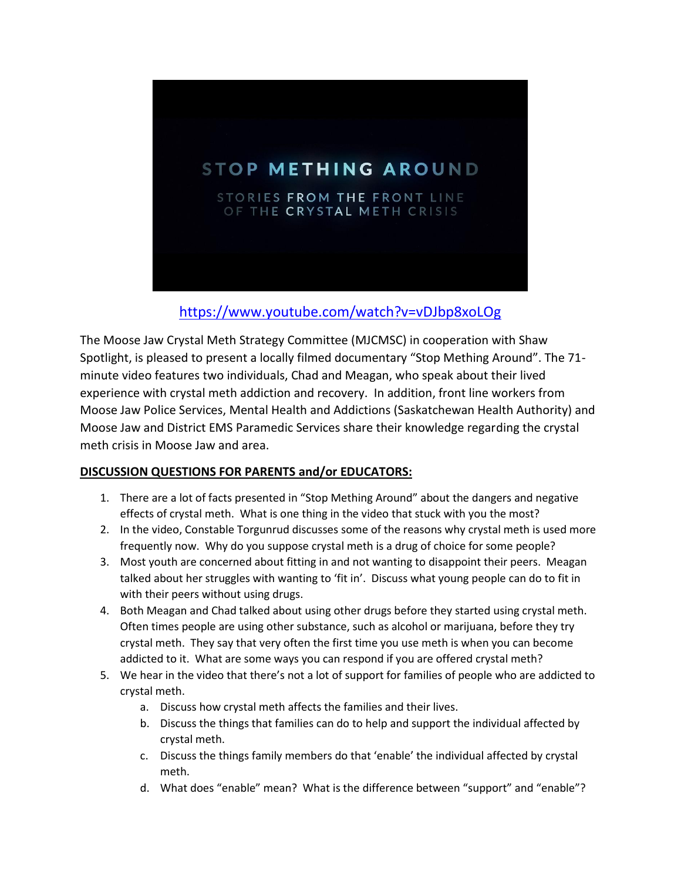STOP METHING AROUND

STORIES FROM THE FRONT LINE OF THE CRYSTAL METH CRISIS

https://www.youtube.com/watch?v=vDJbp8xoLOg

The Moose Jaw Crystal Meth Strategy Committee (MJCMSC) in cooperation with Shaw Spotlight, is pleased to present a locally filmed documentary "Stop Mething Around". The 71-minute video features two individuals, Chad and Meagan, who speak about their lived experience with crystal meth addiction and recovery. In addition, front line workers from Moose Jaw Police Services, Mental Health and Addictions (Saskatchewan Health Authority) and Moose Jaw and District EMS Paramedic Services share their knowledge regarding the crystal meth crisis in Moose Jaw and area.

**DISCUSSION QUESTIONS FOR PARENTS and/or EDUCATORS:**

1. There are a lot of facts presented in "Stop Mething Around" about the dangers and negative effects of crystal meth. What is one thing in the video that stuck with you the most?
2. In the video, Constable Torgunrud discusses some of the reasons why crystal meth is used more frequently now. Why do you suppose crystal meth is a drug of choice for some people?
3. Most youth are concerned about fitting in and not wanting to disappoint their peers. Meagan talked about her struggles with wanting to 'fit in'. Discuss what young people can do to fit in with their peers without using drugs.
4. Both Meagan and Chad talked about using other drugs before they started using crystal meth. Often times people are using other substance, such as alcohol or marijuana, before they try crystal meth. They say that very often the first time you use meth is when you can become addicted to it. What are some ways you can respond if you are offered crystal meth?
5. We hear in the video that there's not a lot of support for families of people who are addicted to crystal meth.
   a. Discuss how crystal meth affects the families and their lives.
   b. Discuss the things that families can do to help and support the individual affected by crystal meth.
   c. Discuss the things family members do that 'enable' the individual affected by crystal meth.
   d. What does "enable" mean? What is the difference between "support" and "enable"?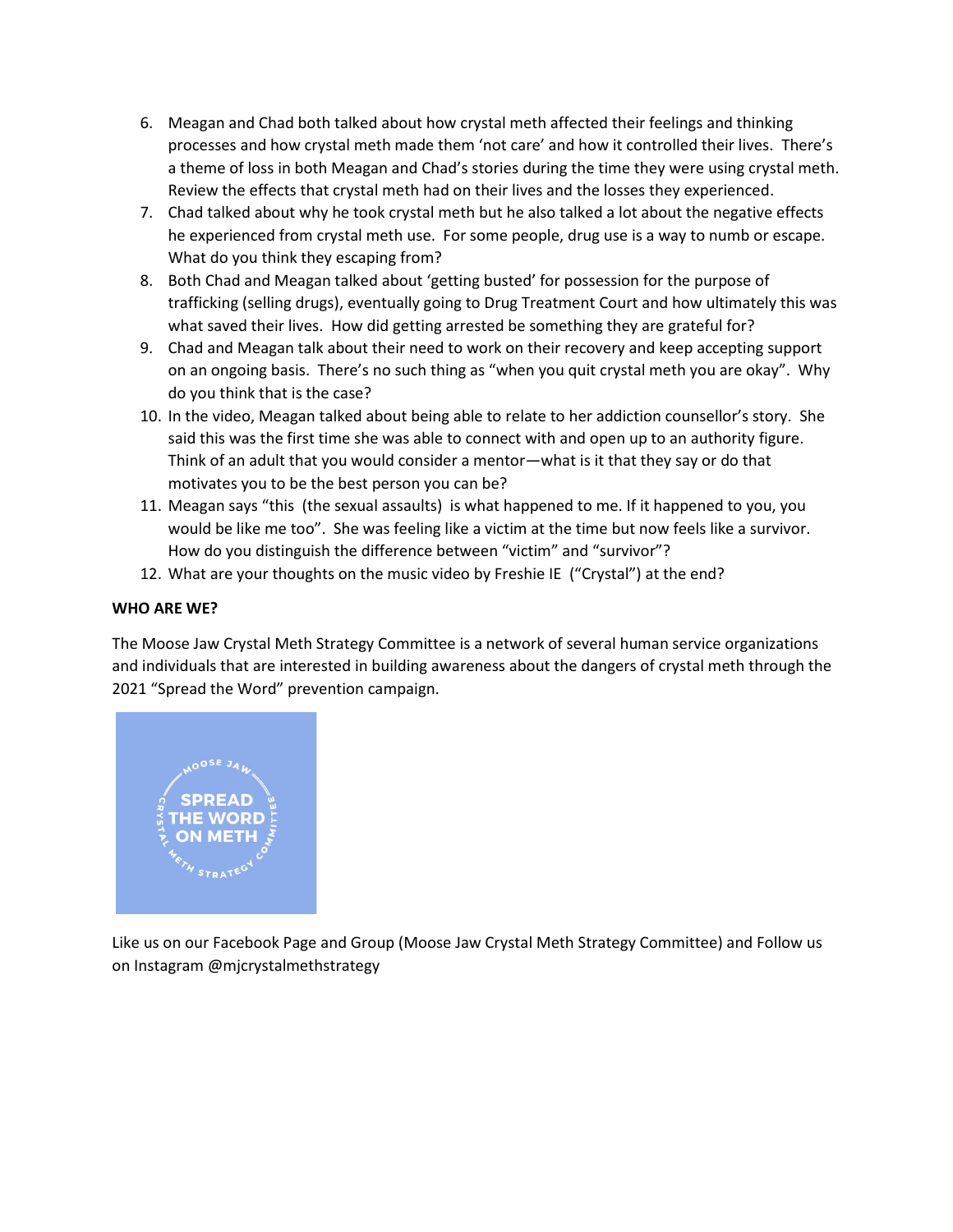6. Meagan and Chad both talked about how crystal meth affected their feelings and thinking processes and how crystal meth made them 'not care' and how it controlled their lives. There's a theme of loss in both Meagan and Chad's stories during the time they were using crystal meth. Review the effects that crystal meth had on their lives and the losses they experienced.
7. Chad talked about why he took crystal meth but he also talked a lot about the negative effects he experienced from crystal meth use. For some people, drug use is a way to numb or escape. What do you think they escaping from?
8. Both Chad and Meagan talked about 'getting busted' for possession for the purpose of trafficking (selling drugs), eventually going to Drug Treatment Court and how ultimately this was what saved their lives. How did getting arrested be something they are grateful for?
9. Chad and Meagan talk about their need to work on their recovery and keep accepting support on an ongoing basis. There's no such thing as "when you quit crystal meth you are okay". Why do you think that is the case?
10. In the video, Meagan talked about being able to relate to her addiction counsellor's story. She said this was the first time she was able to connect with and open up to an authority figure. Think of an adult that you would consider a mentor—what is it that they say or do that motivates you to be the best person you can be?
11. Meagan says "this (the sexual assaults) is what happened to me. If it happened to you, you would be like me too". She was feeling like a victim at the time but now feels like a survivor. How do you distinguish the difference between "victim" and "survivor"?
12. What are your thoughts on the music video by Freshie IE ("Crystal") at the end?

**WHO ARE WE?**

The Moose Jaw Crystal Meth Strategy Committee is a network of several human service organizations and individuals that are interested in building awareness about the dangers of crystal meth through the 2021 "Spread the Word" prevention campaign.

MOOSE JAW CRYSTAL METH STRATEGY COMMITTEE
SPREAD THE WORD ON METH

Like us on our Facebook Page and Group (Moose Jaw Crystal Meth Strategy Committee) and Follow us on Instagram @mjcrystalmethstrategy